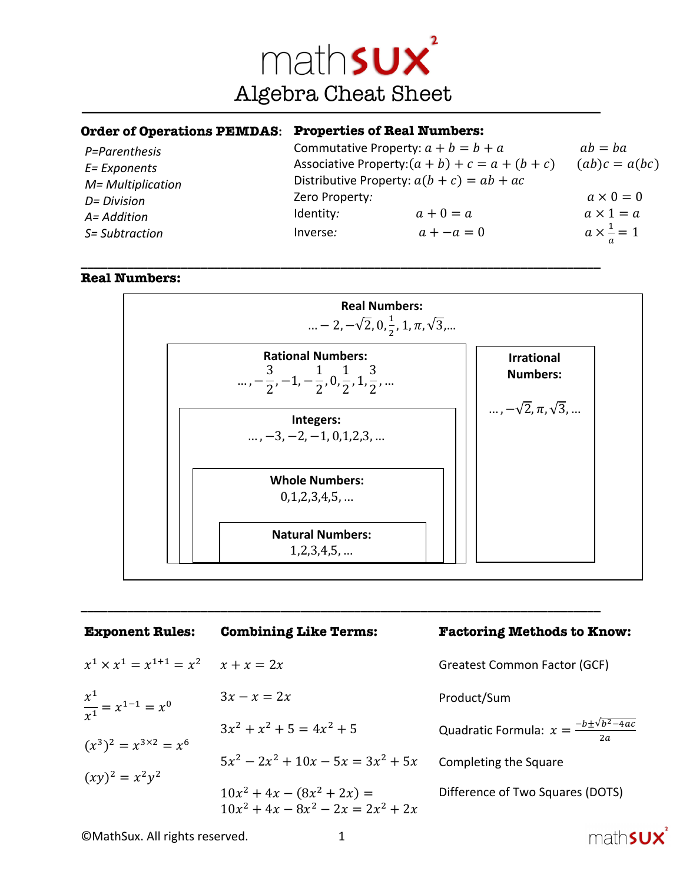# mathSUX²

## Algebra Cheat Sheet

### Order of Operations PEMDAS:

*P=Parenthesis*
*E= Exponents*
*M= Multiplication*
*D= Division*
*A= Addition*
*S= Subtraction*

### Properties of Real Numbers:

| Property | Addition | Multiplication |
|---|---|---|
| Commutative Property: | $a + b = b + a$ | $ab = ba$ |
| Associative Property: | $(a + b) + c = a + (b + c)$ | $(ab)c = a(bc)$ |
| Distributive Property: | $a(b + c) = ab + ac$ | |
| Zero Property: | | $a \times 0 = 0$ |
| Identity: | $a + 0 = a$ | $a \times 1 = a$ |
| Inverse: | $a + -a = 0$ | $a \times \frac{1}{a} = 1$ |

### Real Numbers:

**Real Numbers:** $\ldots -2, -\sqrt{2}, 0, \frac{1}{2}, 1, \pi, \sqrt{3}, \ldots$

- **Rational Numbers:** $\ldots, -\frac{3}{2}, -1, -\frac{1}{2}, 0, \frac{1}{2}, 1, \frac{3}{2}, \ldots$
  - **Integers:** $\ldots, -3, -2, -1, 0, 1, 2, 3, \ldots$
    - **Whole Numbers:** $0, 1, 2, 3, 4, 5, \ldots$
      - **Natural Numbers:** $1, 2, 3, 4, 5, \ldots$
- **Irrational Numbers:** $\ldots, -\sqrt{2}, \pi, \sqrt{3}, \ldots$

### Exponent Rules:

$x^1 \times x^1 = x^{1+1} = x^2$

$\frac{x^1}{x^1} = x^{1-1} = x^0$

$(x^3)^2 = x^{3\times 2} = x^6$

$(xy)^2 = x^2y^2$

### Combining Like Terms:

$x + x = 2x$

$3x - x = 2x$

$3x^2 + x^2 + 5 = 4x^2 + 5$

$5x^2 - 2x^2 + 10x - 5x = 3x^2 + 5x$

$10x^2 + 4x - (8x^2 + 2x) =$
$10x^2 + 4x - 8x^2 - 2x = 2x^2 + 2x$

### Factoring Methods to Know:

Greatest Common Factor (GCF)

Product/Sum

Quadratic Formula: $x = \frac{-b \pm \sqrt{b^2 - 4ac}}{2a}$

Completing the Square

Difference of Two Squares (DOTS)

©MathSux. All rights reserved.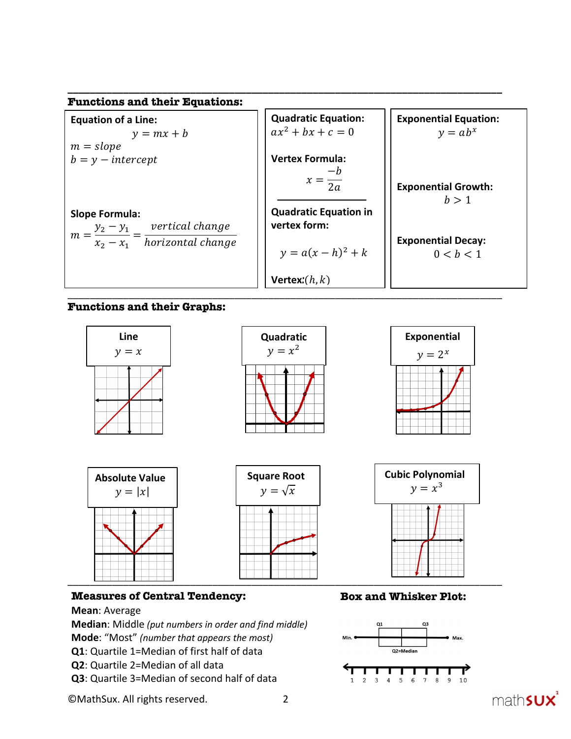## Functions and their Equations:

**Equation of a Line:**

$$y = mx + b$$

$m = slope$
$b = y - intercept$

**Slope Formula:**

$$m = \frac{y_2 - y_1}{x_2 - x_1} = \frac{vertical\ change}{horizontal\ change}$$

**Quadratic Equation:**
$ax^2 + bx + c = 0$

**Vertex Formula:**

$$x = \frac{-b}{2a}$$

**Quadratic Equation in vertex form:**

$$y = a(x - h)^2 + k$$

**Vertex:** $(h, k)$

**Exponential Equation:**

$$y = ab^x$$

**Exponential Growth:**
$b > 1$

**Exponential Decay:**
$0 < b < 1$

## Functions and their Graphs:

**Line**
$y = x$

**Quadratic**
$y = x^2$

**Exponential**
$y = 2^x$

**Absolute Value**
$y = |x|$

**Square Root**
$y = \sqrt{x}$

**Cubic Polynomial**
$y = x^3$

## Measures of Central Tendency:

**Mean**: Average
**Median**: Middle *(put numbers in order and find middle)*
**Mode**: "Most" *(number that appears the most)*
**Q1**: Quartile 1=Median of first half of data
**Q2**: Quartile 2=Median of all data
**Q3**: Quartile 3=Median of second half of data

## Box and Whisker Plot:

Min. Q1 Q2=Median Q3 Max.

1 2 3 4 5 6 7 8 9 10

©MathSux. All rights reserved.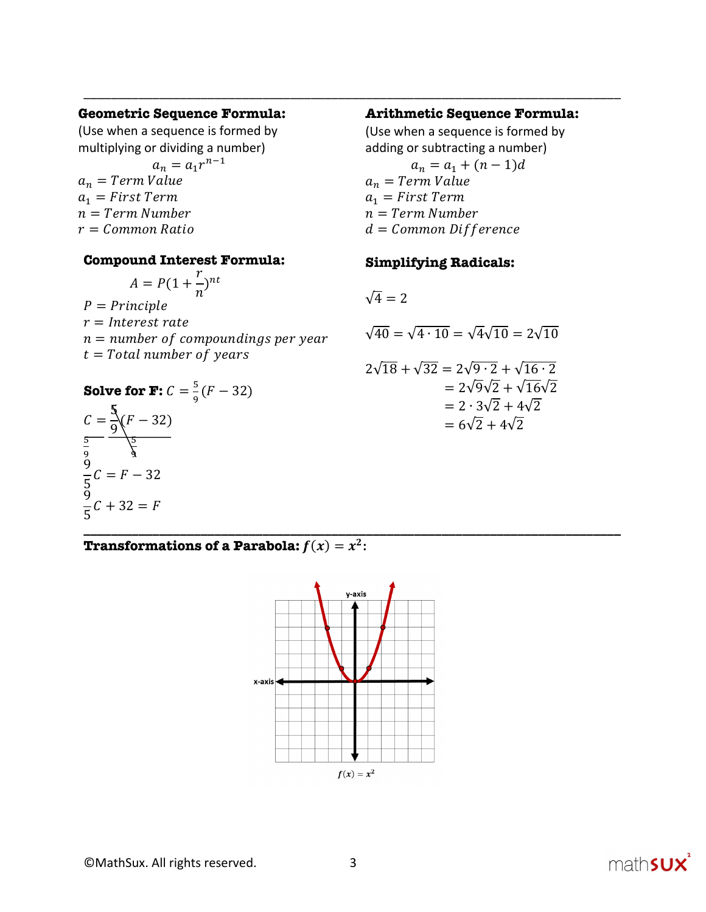**Geometric Sequence Formula:**

(Use when a sequence is formed by multiplying or dividing a number)

$$a_n = a_1 r^{n-1}$$

$a_n = Term\ Value$
$a_1 = First\ Term$
$n = Term\ Number$
$r = Common\ Ratio$

**Arithmetic Sequence Formula:**

(Use when a sequence is formed by adding or subtracting a number)

$$a_n = a_1 + (n-1)d$$

$a_n = Term\ Value$
$a_1 = First\ Term$
$n = Term\ Number$
$d = Common\ Difference$

**Compound Interest Formula:**

$$A = P(1 + \frac{r}{n})^{nt}$$

$P = Principle$
$r = Interest\ rate$
$n = number\ of\ compoundings\ per\ year$
$t = Total\ number\ of\ years$

**Simplifying Radicals:**

$\sqrt{4} = 2$

$\sqrt{40} = \sqrt{4 \cdot 10} = \sqrt{4}\sqrt{10} = 2\sqrt{10}$

$$\begin{aligned} 2\sqrt{18} + \sqrt{32} &= 2\sqrt{9 \cdot 2} + \sqrt{16 \cdot 2} \\ &= 2\sqrt{9}\sqrt{2} + \sqrt{16}\sqrt{2} \\ &= 2 \cdot 3\sqrt{2} + 4\sqrt{2} \\ &= 6\sqrt{2} + 4\sqrt{2} \end{aligned}$$

**Solve for F:** $C = \frac{5}{9}(F - 32)$

$$\frac{C}{\frac{5}{9}} = \frac{\frac{5}{9}(F - 32)}{\frac{5}{9}}$$

$$\frac{9}{5}C = F - 32$$

$$\frac{9}{5}C + 32 = F$$

**Transformations of a Parabola: $f(x) = x^2$:**

y-axis

x-axis

$f(x) = x^2$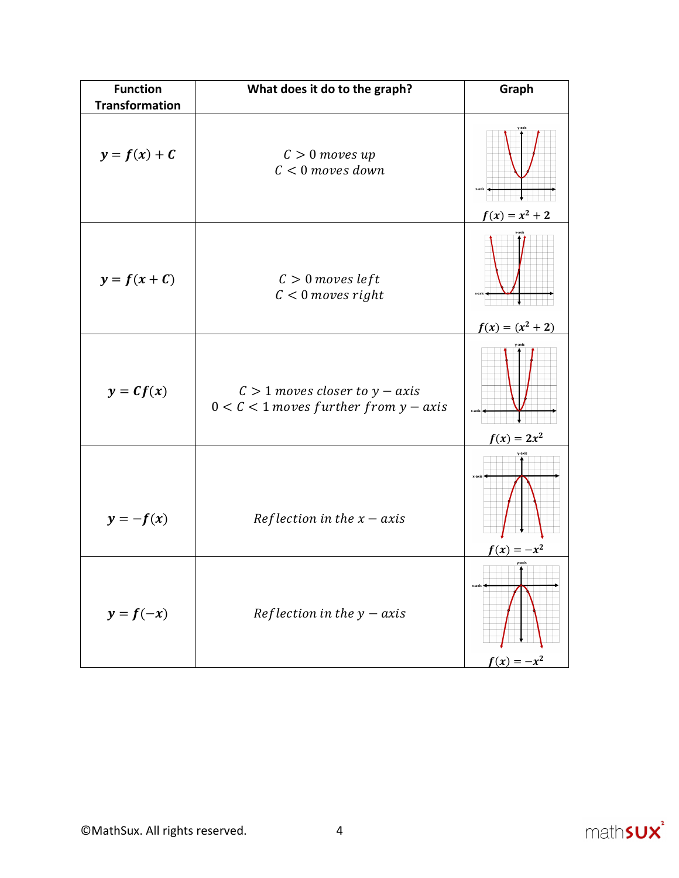| Function Transformation | What does it do to the graph? | Graph |
|---|---|---|
| $y = f(x) + C$ | $C > 0$ moves up<br>$C < 0$ moves down | $f(x) = x^2 + 2$ |
| $y = f(x + C)$ | $C > 0$ moves left<br>$C < 0$ moves right | $f(x) = (x^2 + 2)$ |
| $y = Cf(x)$ | $C > 1$ moves closer to $y - axis$<br>$0 < C < 1$ moves further from $y - axis$ | $f(x) = 2x^2$ |
| $y = -f(x)$ | Reflection in the $x - axis$ | $f(x) = -x^2$ |
| $y = f(-x)$ | Reflection in the $y - axis$ | $f(x) = -x^2$ |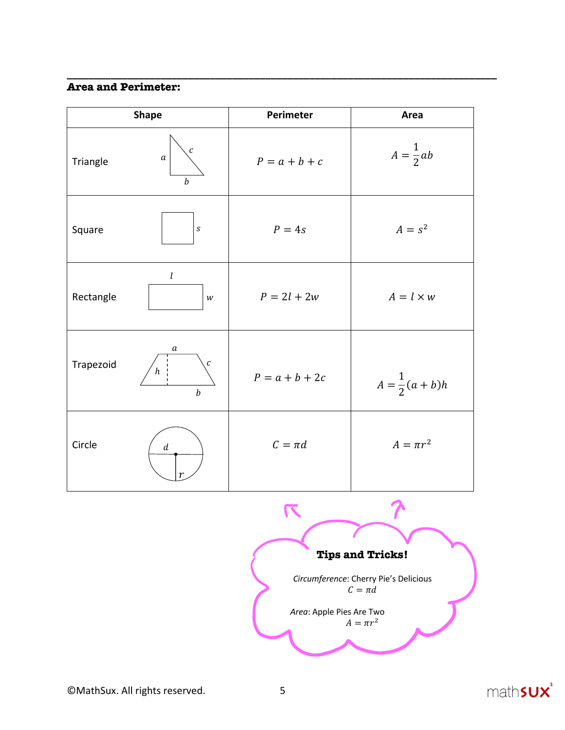## Area and Perimeter:

| Shape | Perimeter | Area |
|---|---|---|
| Triangle | $P = a + b + c$ | $A = \frac{1}{2}ab$ |
| Square | $P = 4s$ | $A = s^2$ |
| Rectangle | $P = 2l + 2w$ | $A = l \times w$ |
| Trapezoid | $P = a + b + 2c$ | $A = \frac{1}{2}(a + b)h$ |
| Circle | $C = \pi d$ | $A = \pi r^2$ |

**Tips and Tricks!**

*Circumference*: Cherry Pie's Delicious

$C = \pi d$

*Area*: Apple Pies Are Two

$A = \pi r^2$

©MathSux. All rights reserved.